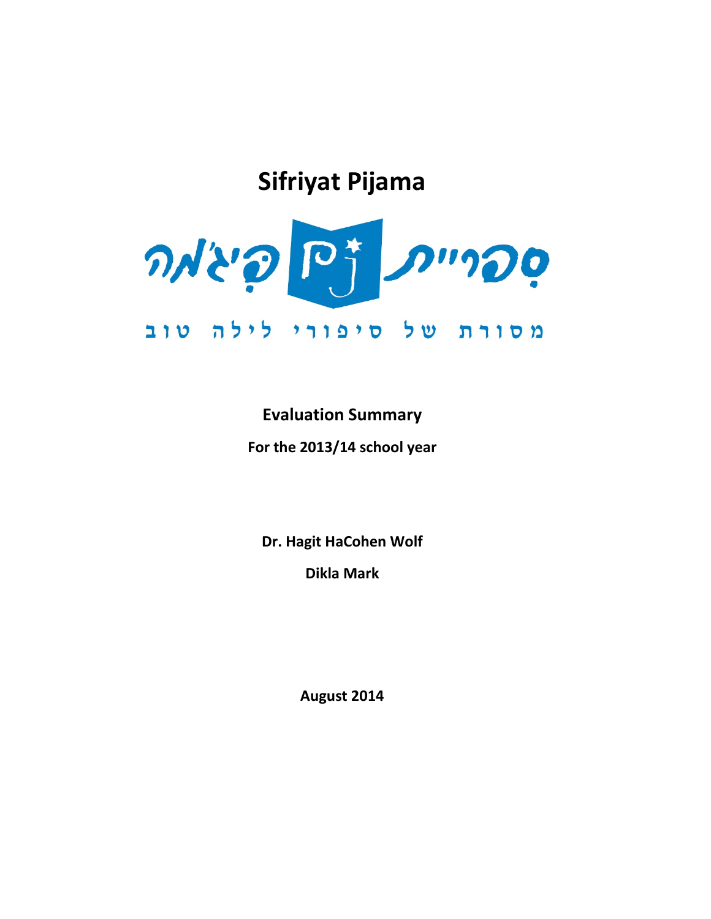# Sifriyat Pijama

ספריית פיג'מה

מסורת של סיפורי לילה טוב

**Evaluation Summary**

**For the 2013/14 school year**

**Dr. Hagit HaCohen Wolf**

**Dikla Mark**

**August 2014**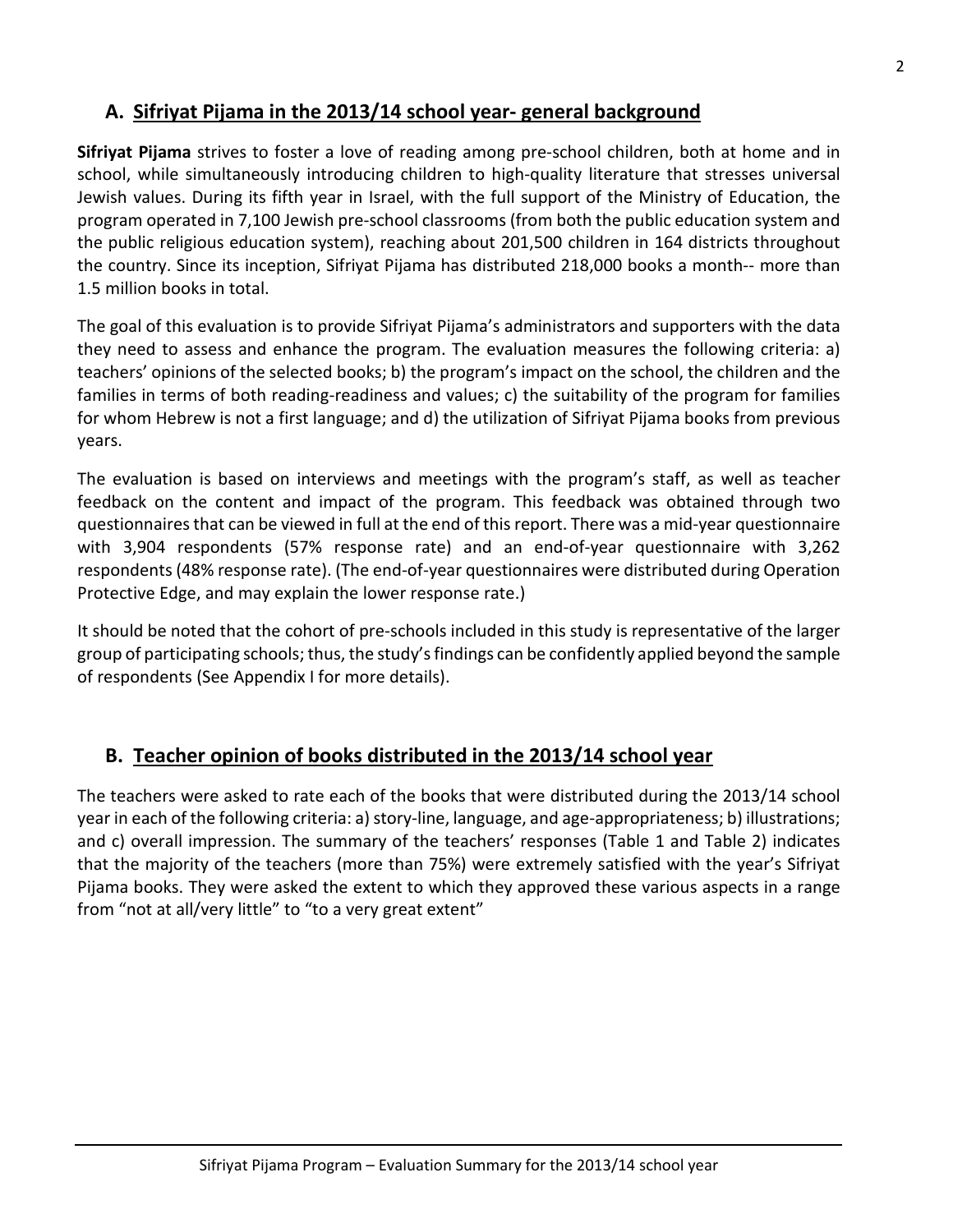## A. Sifriyat Pijama in the 2013/14 school year- general background

**Sifriyat Pijama** strives to foster a love of reading among pre-school children, both at home and in school, while simultaneously introducing children to high-quality literature that stresses universal Jewish values. During its fifth year in Israel, with the full support of the Ministry of Education, the program operated in 7,100 Jewish pre-school classrooms (from both the public education system and the public religious education system), reaching about 201,500 children in 164 districts throughout the country. Since its inception, Sifriyat Pijama has distributed 218,000 books a month-- more than 1.5 million books in total.

The goal of this evaluation is to provide Sifriyat Pijama's administrators and supporters with the data they need to assess and enhance the program. The evaluation measures the following criteria: a) teachers' opinions of the selected books; b) the program's impact on the school, the children and the families in terms of both reading-readiness and values; c) the suitability of the program for families for whom Hebrew is not a first language; and d) the utilization of Sifriyat Pijama books from previous years.

The evaluation is based on interviews and meetings with the program's staff, as well as teacher feedback on the content and impact of the program. This feedback was obtained through two questionnaires that can be viewed in full at the end of this report. There was a mid-year questionnaire with 3,904 respondents (57% response rate) and an end-of-year questionnaire with 3,262 respondents (48% response rate). (The end-of-year questionnaires were distributed during Operation Protective Edge, and may explain the lower response rate.)

It should be noted that the cohort of pre-schools included in this study is representative of the larger group of participating schools; thus, the study's findings can be confidently applied beyond the sample of respondents (See Appendix I for more details).

## B. Teacher opinion of books distributed in the 2013/14 school year

The teachers were asked to rate each of the books that were distributed during the 2013/14 school year in each of the following criteria: a) story-line, language, and age-appropriateness; b) illustrations; and c) overall impression. The summary of the teachers' responses (Table 1 and Table 2) indicates that the majority of the teachers (more than 75%) were extremely satisfied with the year's Sifriyat Pijama books. They were asked the extent to which they approved these various aspects in a range from "not at all/very little" to "to a very great extent"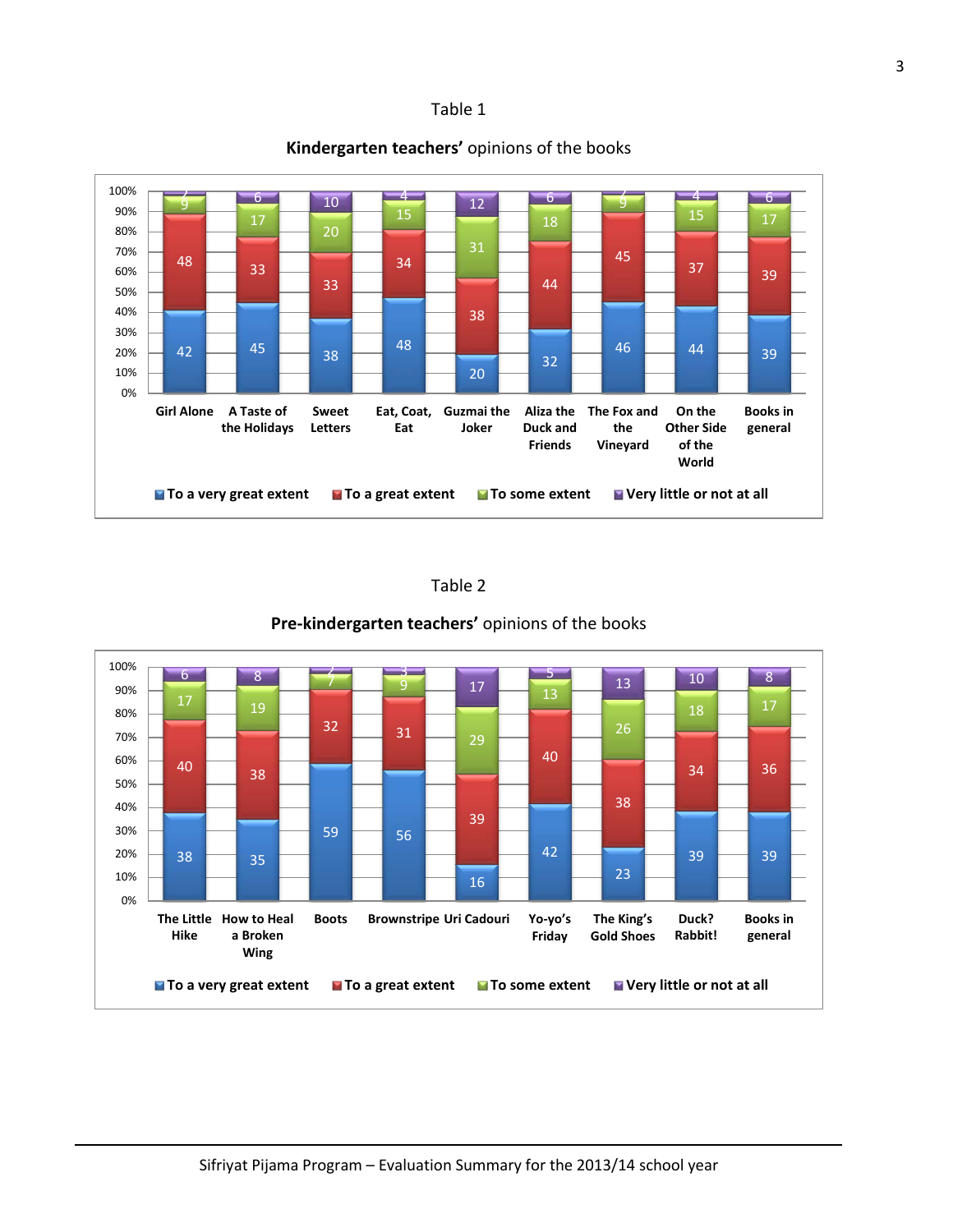Table 1

**Kindergarten teachers'** opinions of the books

| | Girl Alone | A Taste of the Holidays | Sweet Letters | Eat, Coat, Eat | Guzmai the Joker | Aliza the Duck and Friends | The Fox and the Vineyard | On the Other Side of the World | Books in general |
|---|---|---|---|---|---|---|---|---|---|
| To a very great extent | 42 | 45 | 38 | 48 | 20 | 32 | 46 | 44 | 39 |
| To a great extent | 48 | 33 | 33 | 34 | 38 | 44 | 45 | 37 | 39 |
| To some extent | 9 | 17 | 20 | 15 | 31 | 18 | 9 | 15 | 17 |
| Very little or not at all | 2 | 6 | 10 | 4 | 12 | 6 | 2 | 4 | 6 |

Table 2

**Pre-kindergarten teachers'** opinions of the books

| | The Little Hike | How to Heal a Broken Wing | Boots | Brownstripe | Uri Cadouri | Yo-yo's Friday | The King's Gold Shoes | Duck? Rabbit! | Books in general |
|---|---|---|---|---|---|---|---|---|---|
| To a very great extent | 38 | 35 | 59 | 56 | 16 | 42 | 23 | 39 | 39 |
| To a great extent | 40 | 38 | 32 | 31 | 39 | 40 | 38 | 34 | 36 |
| To some extent | 17 | 19 | 7 | 9 | 29 | 13 | 26 | 18 | 17 |
| Very little or not at all | 6 | 8 | 2 | 3 | 17 | 5 | 13 | 10 | 8 |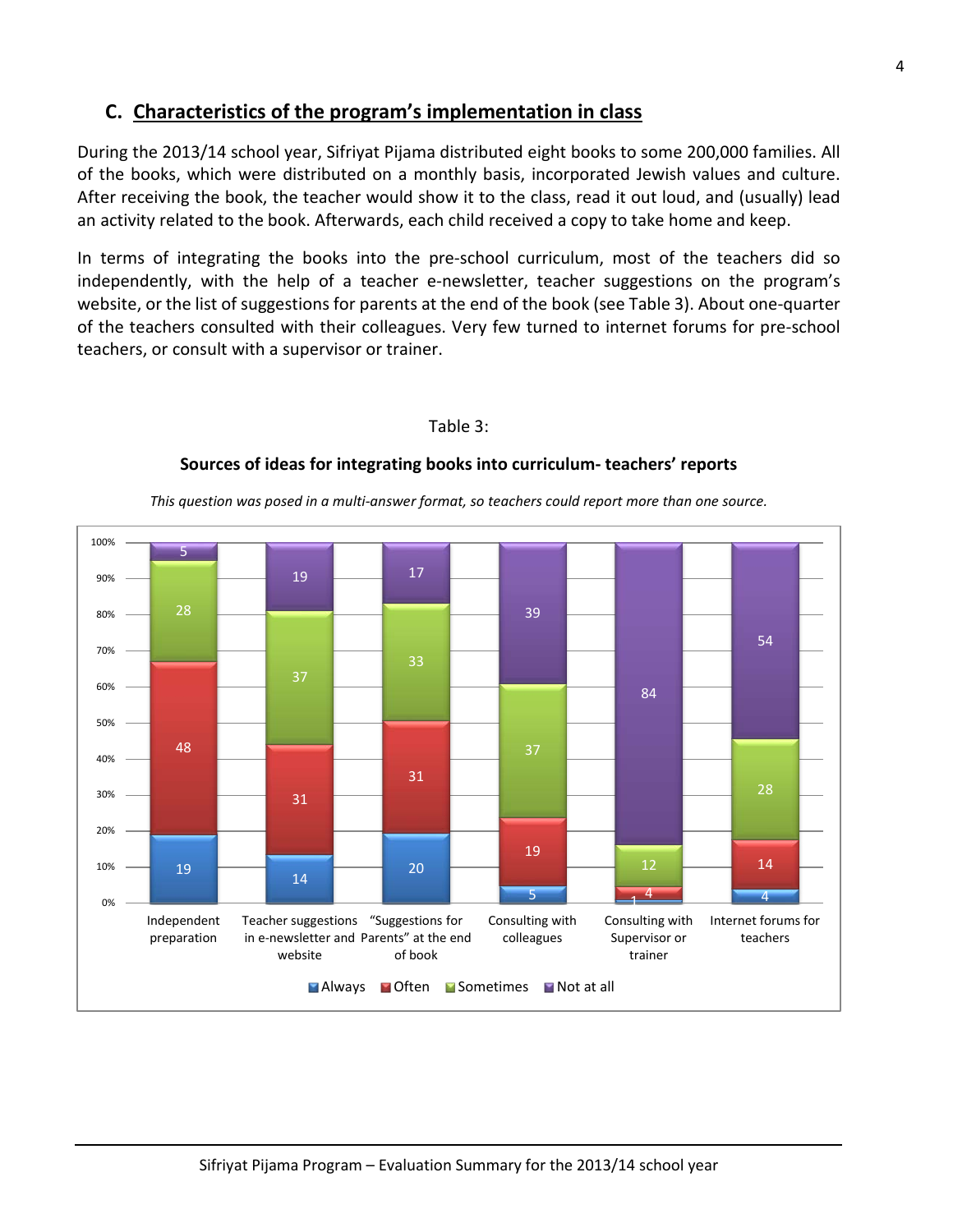## C. Characteristics of the program's implementation in class

During the 2013/14 school year, Sifriyat Pijama distributed eight books to some 200,000 families. All of the books, which were distributed on a monthly basis, incorporated Jewish values and culture. After receiving the book, the teacher would show it to the class, read it out loud, and (usually) lead an activity related to the book. Afterwards, each child received a copy to take home and keep.

In terms of integrating the books into the pre-school curriculum, most of the teachers did so independently, with the help of a teacher e-newsletter, teacher suggestions on the program's website, or the list of suggestions for parents at the end of the book (see Table 3). About one-quarter of the teachers consulted with their colleagues. Very few turned to internet forums for pre-school teachers, or consult with a supervisor or trainer.

Table 3:

**Sources of ideas for integrating books into curriculum- teachers' reports**

*This question was posed in a multi-answer format, so teachers could report more than one source.*

| | Always | Often | Sometimes | Not at all |
|---|---|---|---|---|
| Independent preparation | 19 | 48 | 28 | 5 |
| Teacher suggestions in e-newsletter and website | 14 | 31 | 37 | 19 |
| "Suggestions for Parents" at the end of book | 20 | 31 | 33 | 17 |
| Consulting with colleagues | 5 | 19 | 37 | 39 |
| Consulting with Supervisor or trainer | 1 | 4 | 12 | 84 |
| Internet forums for teachers | 4 | 14 | 28 | 54 |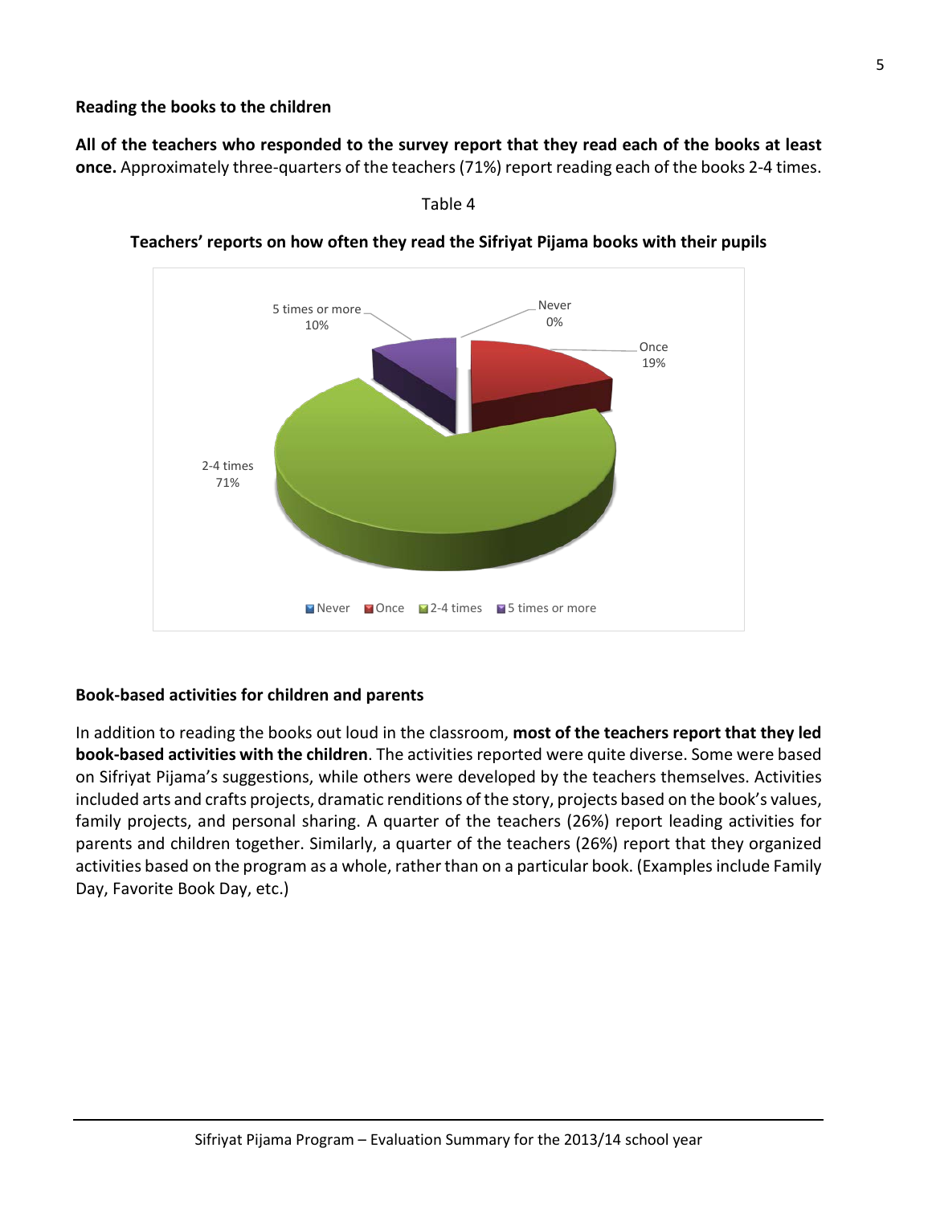**Reading the books to the children**

**All of the teachers who responded to the survey report that they read each of the books at least once.** Approximately three-quarters of the teachers (71%) report reading each of the books 2-4 times.

Table 4

**Teachers' reports on how often they read the Sifriyat Pijama books with their pupils**

| Response | Percentage |
|---|---|
| Never | 0% |
| Once | 19% |
| 2-4 times | 71% |
| 5 times or more | 10% |

**Book-based activities for children and parents**

In addition to reading the books out loud in the classroom, **most of the teachers report that they led book-based activities with the children**. The activities reported were quite diverse. Some were based on Sifriyat Pijama's suggestions, while others were developed by the teachers themselves. Activities included arts and crafts projects, dramatic renditions of the story, projects based on the book's values, family projects, and personal sharing. A quarter of the teachers (26%) report leading activities for parents and children together. Similarly, a quarter of the teachers (26%) report that they organized activities based on the program as a whole, rather than on a particular book. (Examples include Family Day, Favorite Book Day, etc.)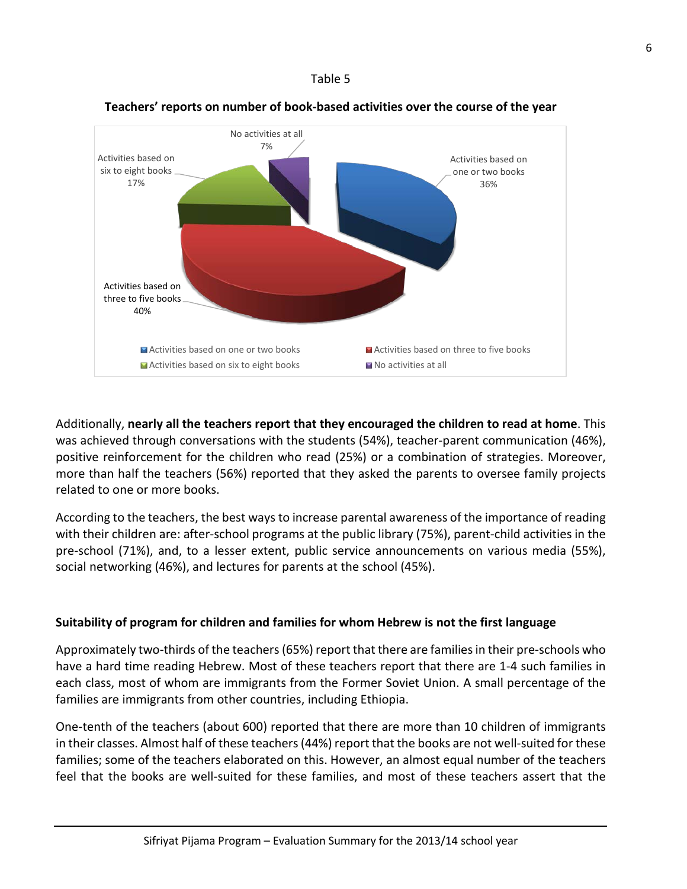Table 5

**Teachers' reports on number of book-based activities over the course of the year**

| Category | Percentage |
|---|---|
| Activities based on one or two books | 36% |
| Activities based on three to five books | 40% |
| Activities based on six to eight books | 17% |
| No activities at all | 7% |

Additionally, **nearly all the teachers report that they encouraged the children to read at home**. This was achieved through conversations with the students (54%), teacher-parent communication (46%), positive reinforcement for the children who read (25%) or a combination of strategies. Moreover, more than half the teachers (56%) reported that they asked the parents to oversee family projects related to one or more books.

According to the teachers, the best ways to increase parental awareness of the importance of reading with their children are: after-school programs at the public library (75%), parent-child activities in the pre-school (71%), and, to a lesser extent, public service announcements on various media (55%), social networking (46%), and lectures for parents at the school (45%).

**Suitability of program for children and families for whom Hebrew is not the first language**

Approximately two-thirds of the teachers (65%) report that there are families in their pre-schools who have a hard time reading Hebrew. Most of these teachers report that there are 1-4 such families in each class, most of whom are immigrants from the Former Soviet Union. A small percentage of the families are immigrants from other countries, including Ethiopia.

One-tenth of the teachers (about 600) reported that there are more than 10 children of immigrants in their classes. Almost half of these teachers (44%) report that the books are not well-suited for these families; some of the teachers elaborated on this. However, an almost equal number of the teachers feel that the books are well-suited for these families, and most of these teachers assert that the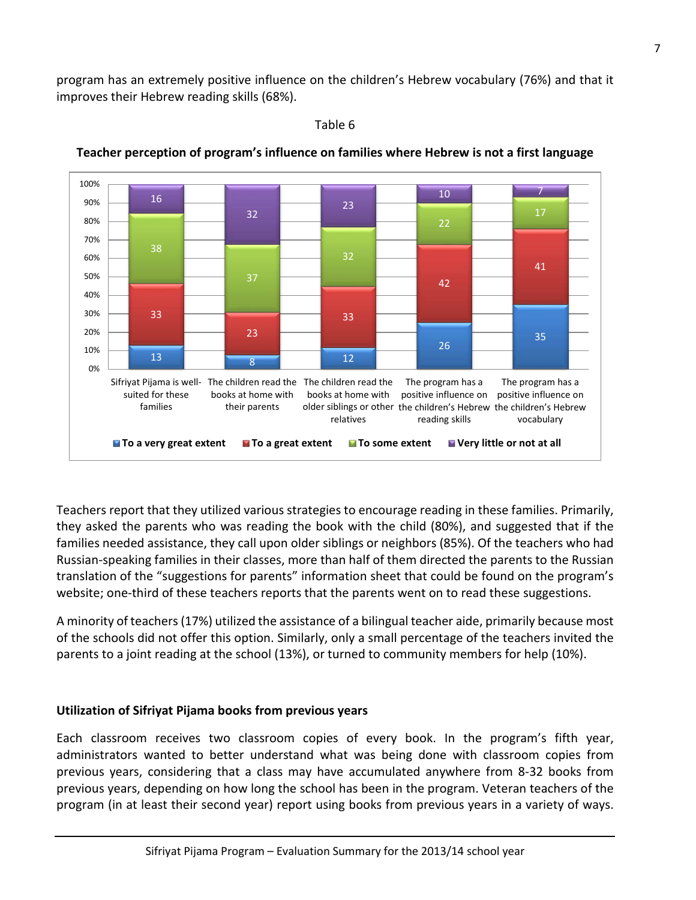program has an extremely positive influence on the children's Hebrew vocabulary (76%) and that it improves their Hebrew reading skills (68%).

Table 6

**Teacher perception of program's influence on families where Hebrew is not a first language**

| | To a very great extent | To a great extent | To some extent | Very little or not at all |
|---|---|---|---|---|
| Sifriyat Pijama is well-suited for these families | 13 | 33 | 38 | 16 |
| The children read the books at home with their parents | 8 | 23 | 37 | 32 |
| The children read the books at home with older siblings or other relatives | 12 | 33 | 32 | 23 |
| The program has a positive influence on the children's Hebrew reading skills | 26 | 42 | 22 | 10 |
| The program has a positive influence on the children's Hebrew vocabulary | 35 | 41 | 17 | 7 |

Teachers report that they utilized various strategies to encourage reading in these families. Primarily, they asked the parents who was reading the book with the child (80%), and suggested that if the families needed assistance, they call upon older siblings or neighbors (85%). Of the teachers who had Russian-speaking families in their classes, more than half of them directed the parents to the Russian translation of the "suggestions for parents" information sheet that could be found on the program's website; one-third of these teachers reports that the parents went on to read these suggestions.

A minority of teachers (17%) utilized the assistance of a bilingual teacher aide, primarily because most of the schools did not offer this option. Similarly, only a small percentage of the teachers invited the parents to a joint reading at the school (13%), or turned to community members for help (10%).

**Utilization of Sifriyat Pijama books from previous years**

Each classroom receives two classroom copies of every book. In the program's fifth year, administrators wanted to better understand what was being done with classroom copies from previous years, considering that a class may have accumulated anywhere from 8-32 books from previous years, depending on how long the school has been in the program. Veteran teachers of the program (in at least their second year) report using books from previous years in a variety of ways.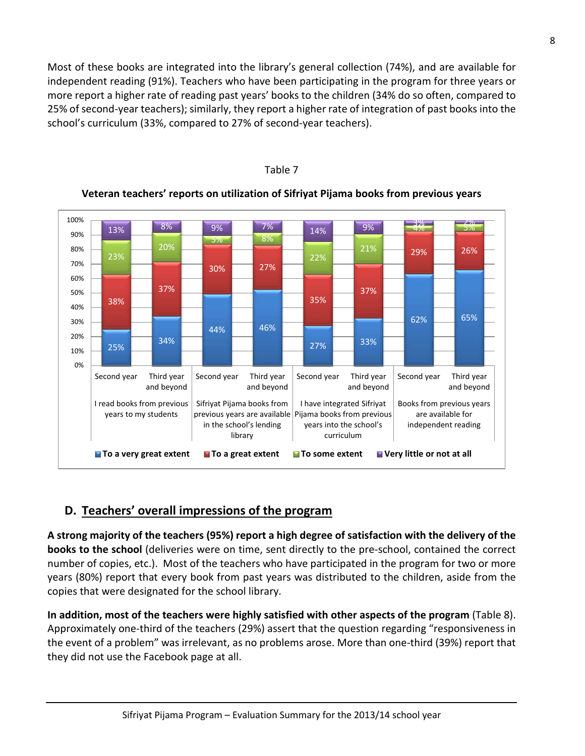Most of these books are integrated into the library's general collection (74%), and are available for independent reading (91%). Teachers who have been participating in the program for three years or more report a higher rate of reading past years' books to the children (34% do so often, compared to 25% of second-year teachers); similarly, they report a higher rate of integration of past books into the school's curriculum (33%, compared to 27% of second-year teachers).

Table 7

**Veteran teachers' reports on utilization of Sifriyat Pijama books from previous years**

| Item | Group | To a very great extent | To a great extent | To some extent | Very little or not at all |
|---|---|---|---|---|---|
| I read books from previous years to my students | Second year | 25% | 38% | 23% | 13% |
| | Third year and beyond | 34% | 37% | 20% | 8% |
| Sifriyat Pijama books from previous years are available in the school's lending library | Second year | 44% | 30% | 5% | 9% |
| | Third year and beyond | 46% | 27% | 8% | 7% |
| I have integrated Sifriyat Pijama books from previous years into the school's curriculum | Second year | 27% | 35% | 22% | 14% |
| | Third year and beyond | 33% | 37% | 21% | 9% |
| Books from previous years are available for independent reading | Second year | 62% | 29% | 4% | 3% |
| | Third year and beyond | 65% | 26% | 5% | 2% |

## D. Teachers' overall impressions of the program

**A strong majority of the teachers (95%) report a high degree of satisfaction with the delivery of the books to the school** (deliveries were on time, sent directly to the pre-school, contained the correct number of copies, etc.). Most of the teachers who have participated in the program for two or more years (80%) report that every book from past years was distributed to the children, aside from the copies that were designated for the school library.

**In addition, most of the teachers were highly satisfied with other aspects of the program** (Table 8). Approximately one-third of the teachers (29%) assert that the question regarding "responsiveness in the event of a problem" was irrelevant, as no problems arose. More than one-third (39%) report that they did not use the Facebook page at all.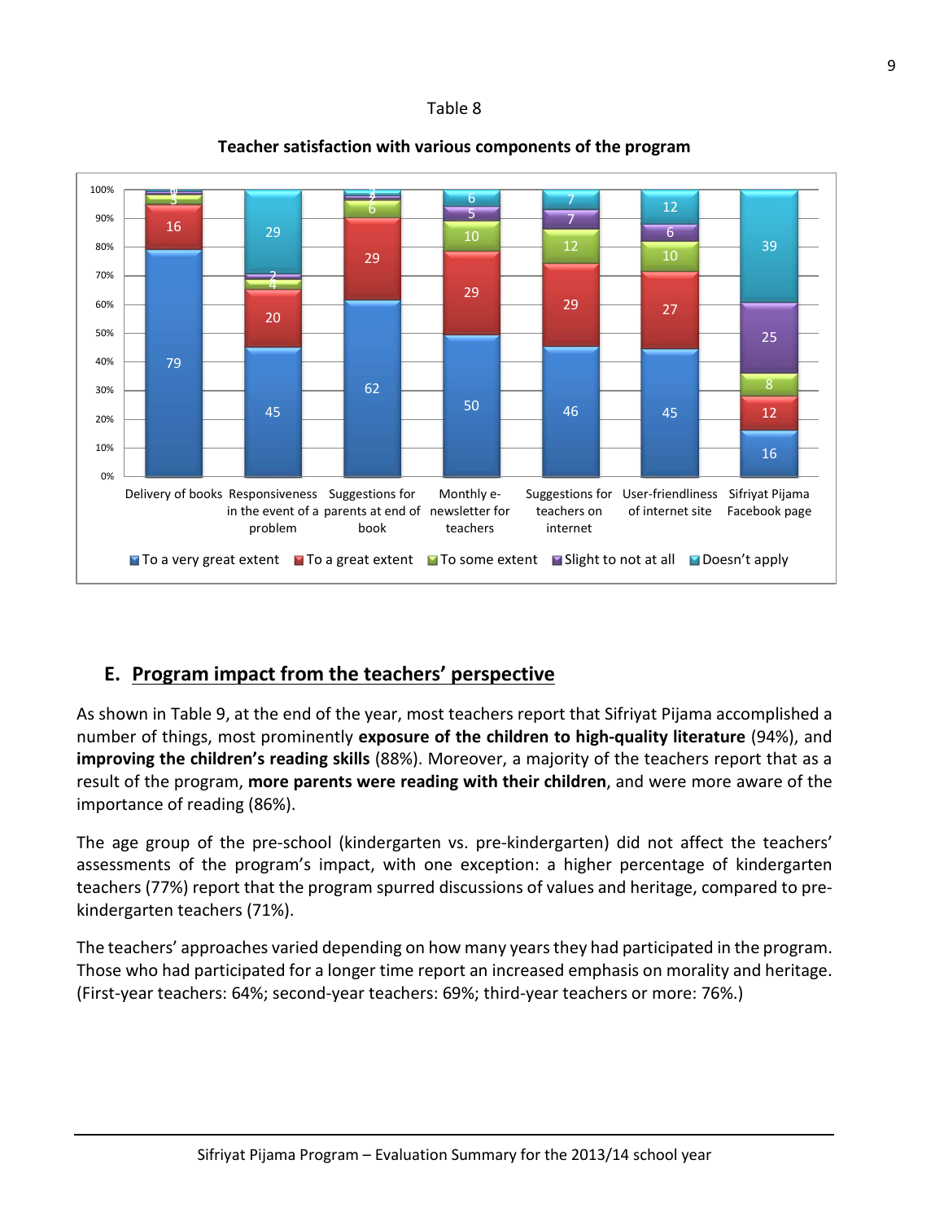Table 8

**Teacher satisfaction with various components of the program**

| | To a very great extent | To a great extent | To some extent | Slight to not at all | Doesn't apply |
|---|---|---|---|---|---|
| Delivery of books | 79 | 16 | 3 | 1 | 0 |
| Responsiveness in the event of a problem | 45 | 20 | 4 | 2 | 29 |
| Suggestions for parents at end of book | 62 | 29 | 6 | 2 | 2 |
| Monthly e-newsletter for teachers | 50 | 29 | 10 | 5 | 6 |
| Suggestions for teachers on internet | 46 | 29 | 12 | 7 | 7 |
| User-friendliness of internet site | 45 | 27 | 10 | 6 | 12 |
| Sifriyat Pijama Facebook page | 16 | 12 | 8 | 25 | 39 |

## E. Program impact from the teachers' perspective

As shown in Table 9, at the end of the year, most teachers report that Sifriyat Pijama accomplished a number of things, most prominently **exposure of the children to high-quality literature** (94%), and **improving the children's reading skills** (88%). Moreover, a majority of the teachers report that as a result of the program, **more parents were reading with their children**, and were more aware of the importance of reading (86%).

The age group of the pre-school (kindergarten vs. pre-kindergarten) did not affect the teachers' assessments of the program's impact, with one exception: a higher percentage of kindergarten teachers (77%) report that the program spurred discussions of values and heritage, compared to pre-kindergarten teachers (71%).

The teachers' approaches varied depending on how many years they had participated in the program. Those who had participated for a longer time report an increased emphasis on morality and heritage. (First-year teachers: 64%; second-year teachers: 69%; third-year teachers or more: 76%.)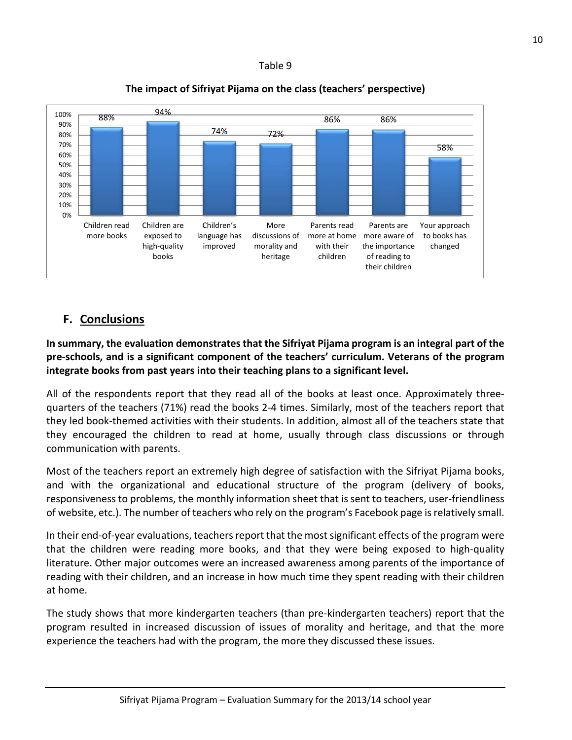Table 9

**The impact of Sifriyat Pijama on the class (teachers' perspective)**

| Item | Percentage |
|---|---|
| Children read more books | 88% |
| Children are exposed to high-quality books | 94% |
| Children's language has improved | 74% |
| More discussions of morality and heritage | 72% |
| Parents read more at home with their children | 86% |
| Parents are more aware of the importance of reading to their children | 86% |
| Your approach to books has changed | 58% |

## F. Conclusions

**In summary, the evaluation demonstrates that the Sifriyat Pijama program is an integral part of the pre-schools, and is a significant component of the teachers' curriculum. Veterans of the program integrate books from past years into their teaching plans to a significant level.**

All of the respondents report that they read all of the books at least once. Approximately three-quarters of the teachers (71%) read the books 2-4 times. Similarly, most of the teachers report that they led book-themed activities with their students. In addition, almost all of the teachers state that they encouraged the children to read at home, usually through class discussions or through communication with parents.

Most of the teachers report an extremely high degree of satisfaction with the Sifriyat Pijama books, and with the organizational and educational structure of the program (delivery of books, responsiveness to problems, the monthly information sheet that is sent to teachers, user-friendliness of website, etc.). The number of teachers who rely on the program's Facebook page is relatively small.

In their end-of-year evaluations, teachers report that the most significant effects of the program were that the children were reading more books, and that they were being exposed to high-quality literature. Other major outcomes were an increased awareness among parents of the importance of reading with their children, and an increase in how much time they spent reading with their children at home.

The study shows that more kindergarten teachers (than pre-kindergarten teachers) report that the program resulted in increased discussion of issues of morality and heritage, and that the more experience the teachers had with the program, the more they discussed these issues.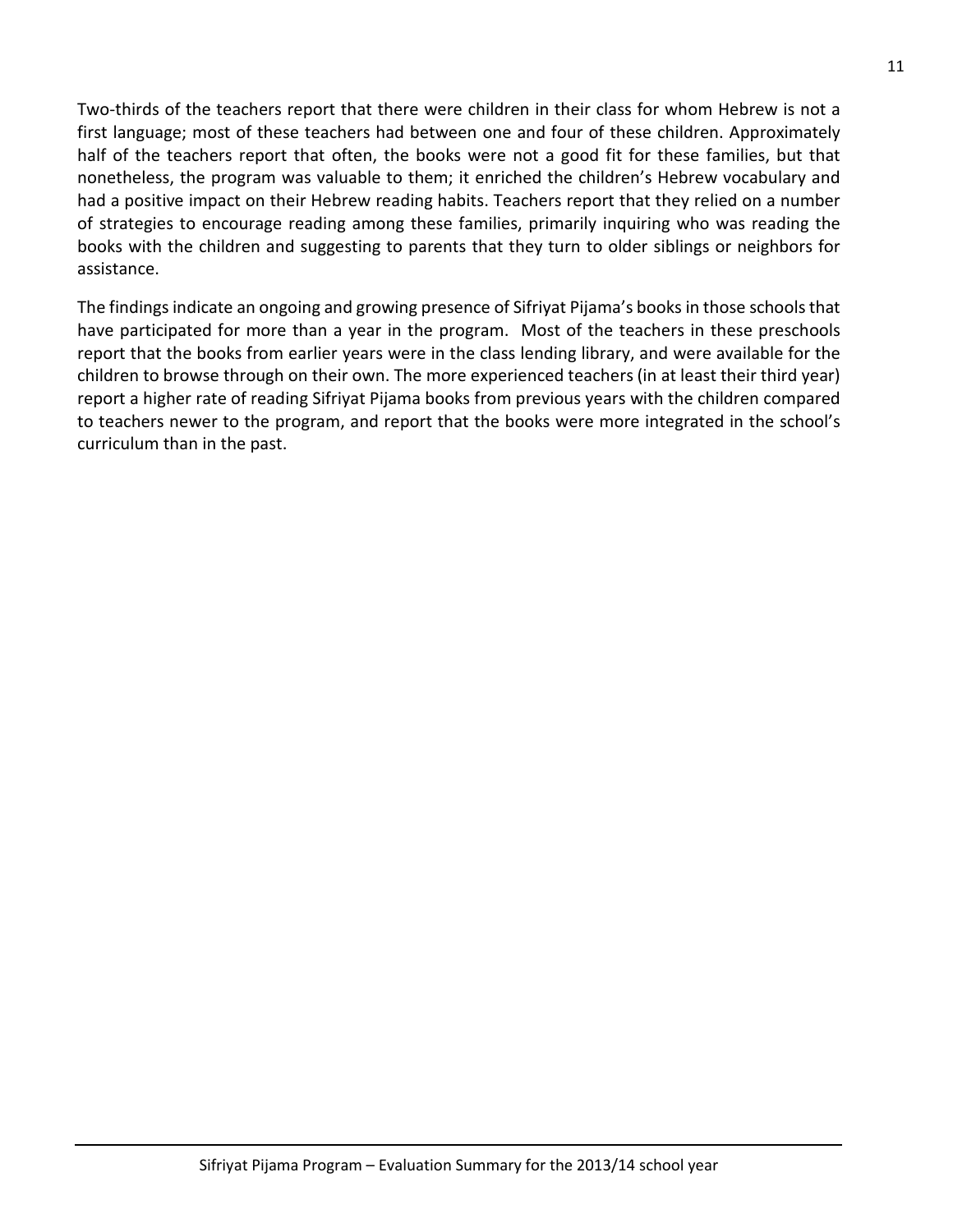Two-thirds of the teachers report that there were children in their class for whom Hebrew is not a first language; most of these teachers had between one and four of these children. Approximately half of the teachers report that often, the books were not a good fit for these families, but that nonetheless, the program was valuable to them; it enriched the children's Hebrew vocabulary and had a positive impact on their Hebrew reading habits. Teachers report that they relied on a number of strategies to encourage reading among these families, primarily inquiring who was reading the books with the children and suggesting to parents that they turn to older siblings or neighbors for assistance.

The findings indicate an ongoing and growing presence of Sifriyat Pijama's books in those schools that have participated for more than a year in the program. Most of the teachers in these preschools report that the books from earlier years were in the class lending library, and were available for the children to browse through on their own. The more experienced teachers (in at least their third year) report a higher rate of reading Sifriyat Pijama books from previous years with the children compared to teachers newer to the program, and report that the books were more integrated in the school's curriculum than in the past.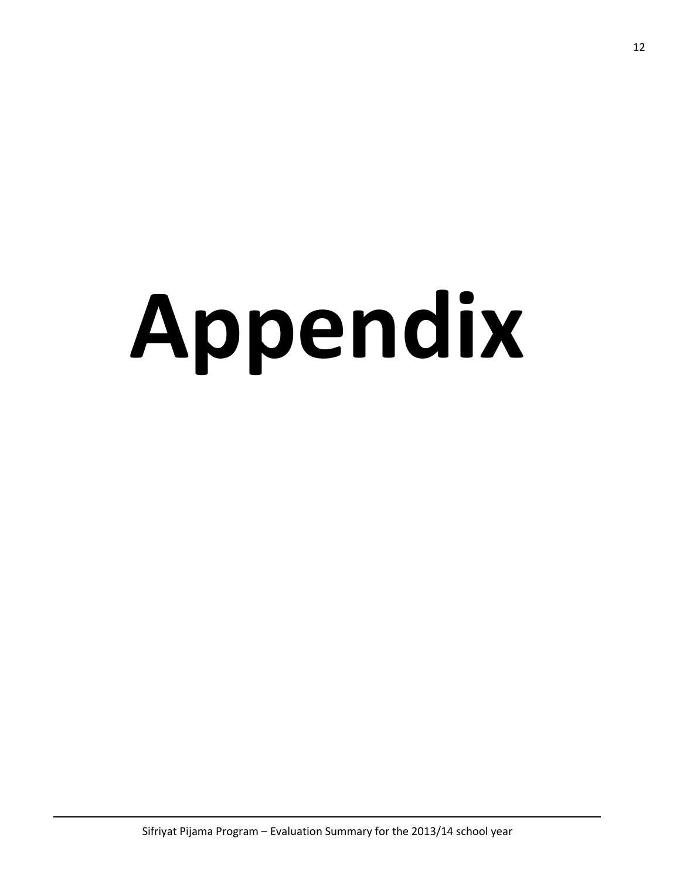# Appendix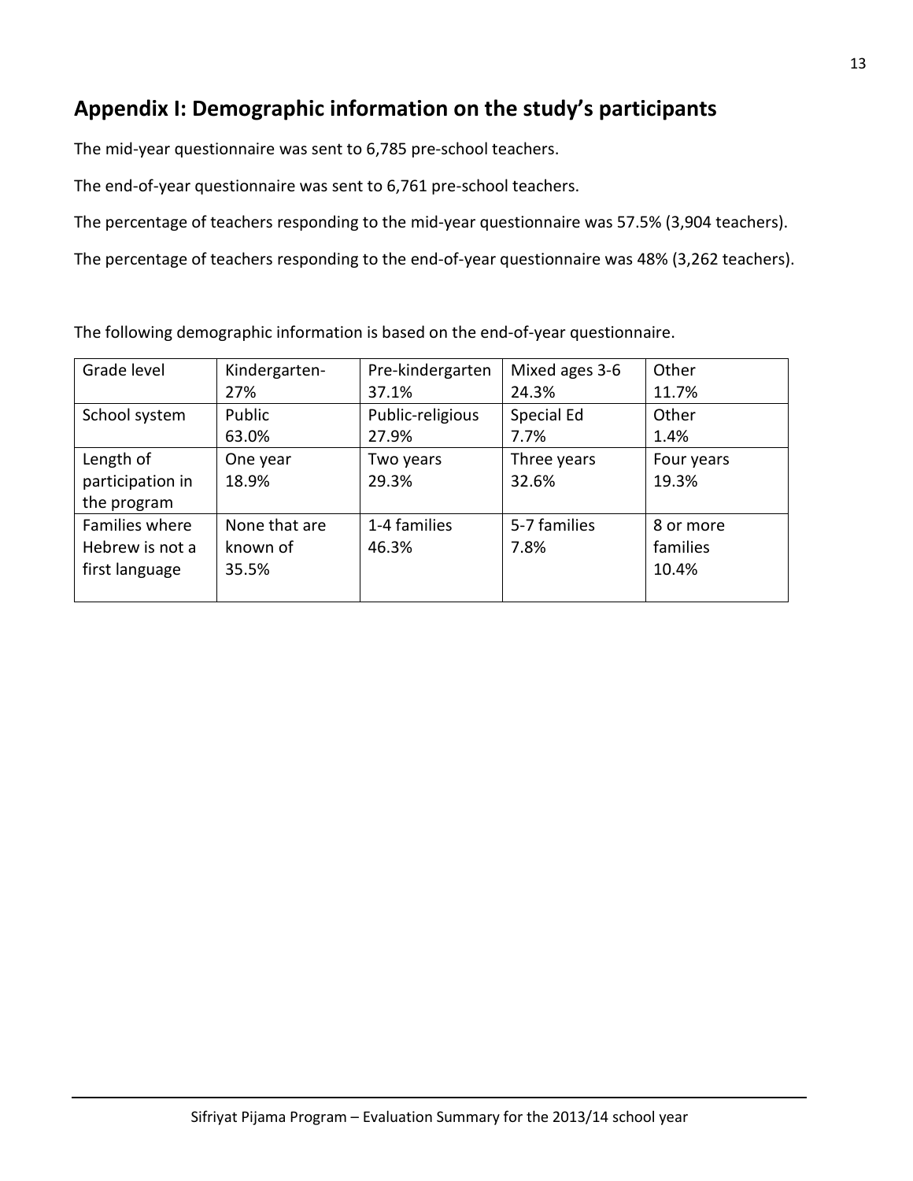## Appendix I: Demographic information on the study's participants

The mid-year questionnaire was sent to 6,785 pre-school teachers.

The end-of-year questionnaire was sent to 6,761 pre-school teachers.

The percentage of teachers responding to the mid-year questionnaire was 57.5% (3,904 teachers).

The percentage of teachers responding to the end-of-year questionnaire was 48% (3,262 teachers).

The following demographic information is based on the end-of-year questionnaire.

| Grade level | Kindergarten- 27% | Pre-kindergarten 37.1% | Mixed ages 3-6 24.3% | Other 11.7% |
|---|---|---|---|---|
| School system | Public 63.0% | Public-religious 27.9% | Special Ed 7.7% | Other 1.4% |
| Length of participation in the program | One year 18.9% | Two years 29.3% | Three years 32.6% | Four years 19.3% |
| Families where Hebrew is not a first language | None that are known of 35.5% | 1-4 families 46.3% | 5-7 families 7.8% | 8 or more families 10.4% |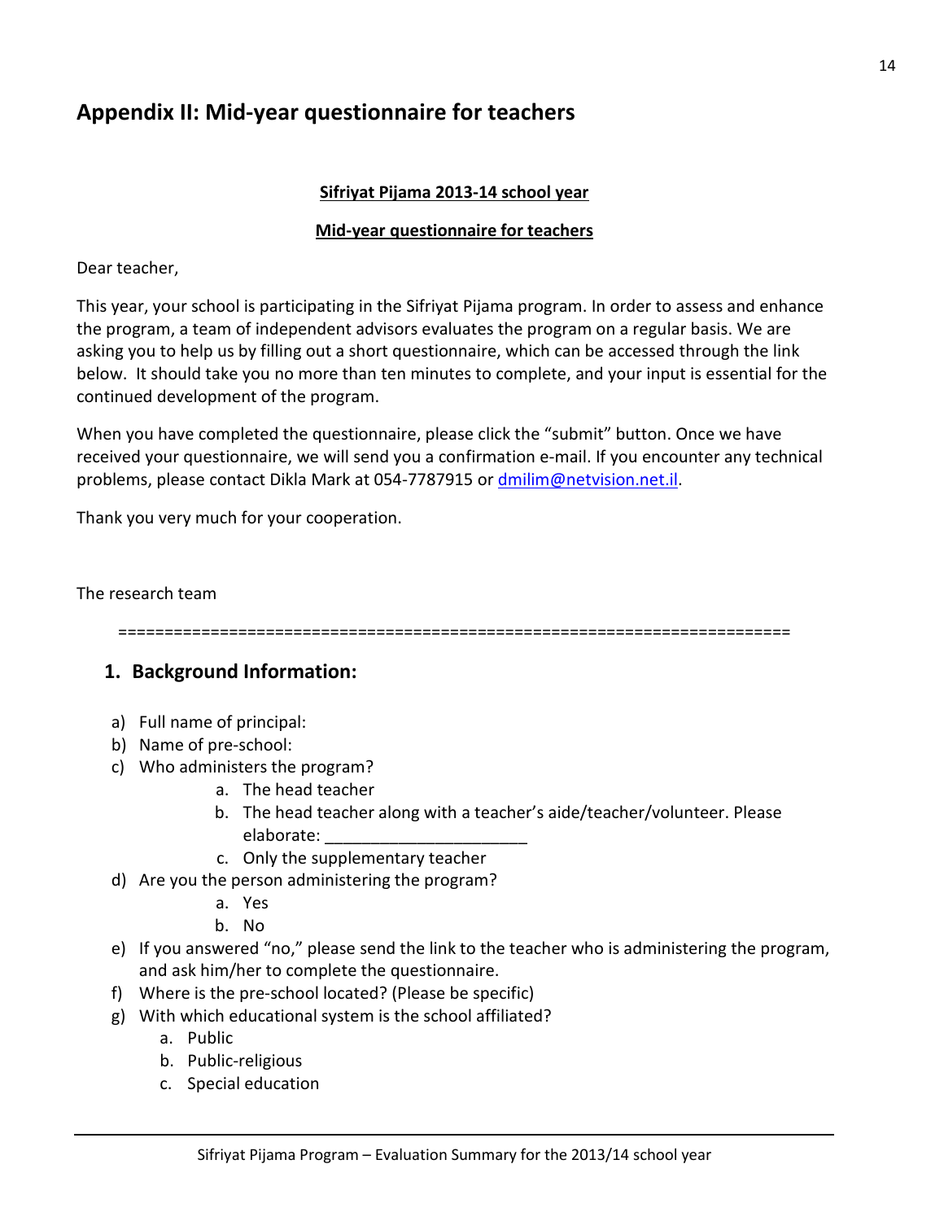## Appendix II: Mid-year questionnaire for teachers

**Sifriyat Pijama 2013-14 school year**

**Mid-year questionnaire for teachers**

Dear teacher,

This year, your school is participating in the Sifriyat Pijama program. In order to assess and enhance the program, a team of independent advisors evaluates the program on a regular basis. We are asking you to help us by filling out a short questionnaire, which can be accessed through the link below. It should take you no more than ten minutes to complete, and your input is essential for the continued development of the program.

When you have completed the questionnaire, please click the "submit" button. Once we have received your questionnaire, we will send you a confirmation e-mail. If you encounter any technical problems, please contact Dikla Mark at 054-7787915 or dmilim@netvision.net.il.

Thank you very much for your cooperation.

The research team

========================================================================

### 1. Background Information:

a) Full name of principal:
b) Name of pre-school:
c) Who administers the program?
    a. The head teacher
    b. The head teacher along with a teacher's aide/teacher/volunteer. Please elaborate: ______________________
    c. Only the supplementary teacher
d) Are you the person administering the program?
    a. Yes
    b. No
e) If you answered "no," please send the link to the teacher who is administering the program, and ask him/her to complete the questionnaire.
f) Where is the pre-school located? (Please be specific)
g) With which educational system is the school affiliated?
    a. Public
    b. Public-religious
    c. Special education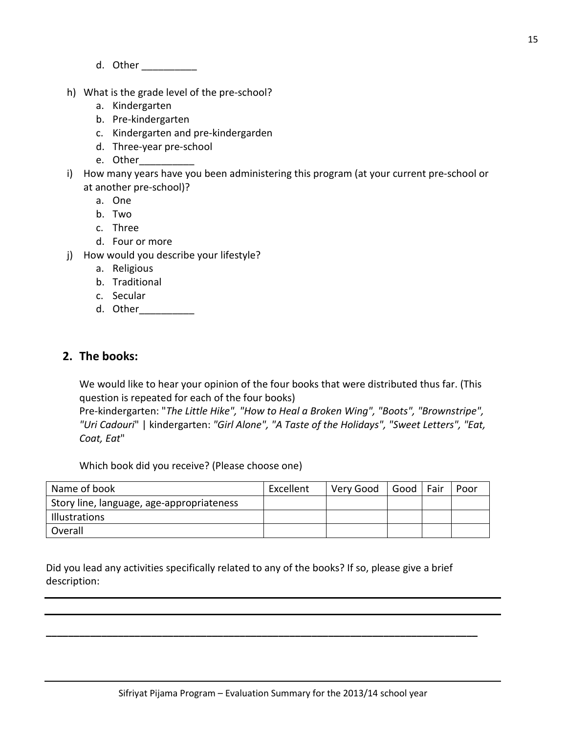d. Other __________

h) What is the grade level of the pre-school?
   a. Kindergarten
   b. Pre-kindergarten
   c. Kindergarten and pre-kindergarden
   d. Three-year pre-school
   e. Other__________

i) How many years have you been administering this program (at your current pre-school or at another pre-school)?
   a. One
   b. Two
   c. Three
   d. Four or more

j) How would you describe your lifestyle?
   a. Religious
   b. Traditional
   c. Secular
   d. Other__________

## 2. The books:

We would like to hear your opinion of the four books that were distributed thus far. (This question is repeated for each of the four books)
Pre-kindergarten: "*The Little Hike", "How to Heal a Broken Wing", "Boots", "Brownstripe", "Uri Cadouri*" | kindergarten: *"Girl Alone", "A Taste of the Holidays", "Sweet Letters", "Eat, Coat, Eat*"

Which book did you receive? (Please choose one)

| Name of book | Excellent | Very Good | Good | Fair | Poor |
|---|---|---|---|---|---|
| Story line, language, age-appropriateness | | | | | |
| Illustrations | | | | | |
| Overall | | | | | |

Did you lead any activities specifically related to any of the books? If so, please give a brief description:

___________________________________________________________________________

___________________________________________________________________________

___________________________________________________________________________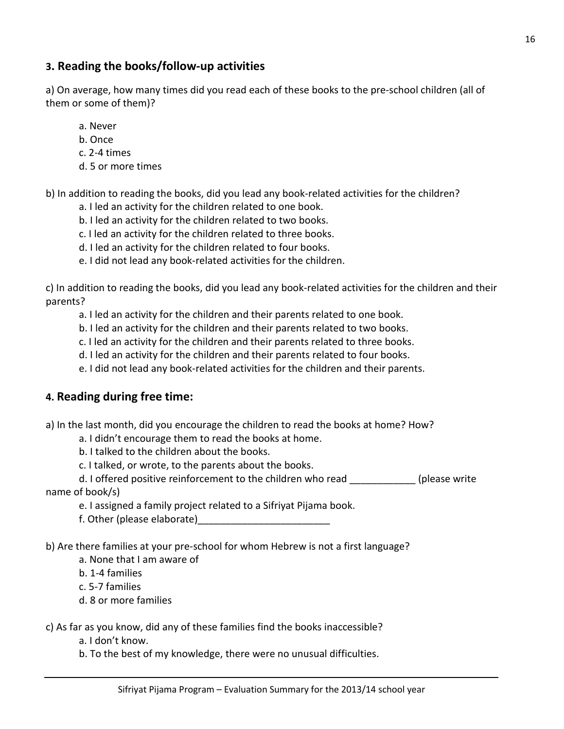## 3. Reading the books/follow-up activities

a) On average, how many times did you read each of these books to the pre-school children (all of them or some of them)?

a. Never
b. Once
c. 2-4 times
d. 5 or more times

b) In addition to reading the books, did you lead any book-related activities for the children?

a. I led an activity for the children related to one book.
b. I led an activity for the children related to two books.
c. I led an activity for the children related to three books.
d. I led an activity for the children related to four books.
e. I did not lead any book-related activities for the children.

c) In addition to reading the books, did you lead any book-related activities for the children and their parents?

a. I led an activity for the children and their parents related to one book.
b. I led an activity for the children and their parents related to two books.
c. I led an activity for the children and their parents related to three books.
d. I led an activity for the children and their parents related to four books.
e. I did not lead any book-related activities for the children and their parents.

## 4. Reading during free time:

a) In the last month, did you encourage the children to read the books at home? How?

a. I didn't encourage them to read the books at home.
b. I talked to the children about the books.
c. I talked, or wrote, to the parents about the books.
d. I offered positive reinforcement to the children who read ____________ (please write name of book/s)
e. I assigned a family project related to a Sifriyat Pijama book.
f. Other (please elaborate)________________________

b) Are there families at your pre-school for whom Hebrew is not a first language?

a. None that I am aware of
b. 1-4 families
c. 5-7 families
d. 8 or more families

c) As far as you know, did any of these families find the books inaccessible?

a. I don't know.
b. To the best of my knowledge, there were no unusual difficulties.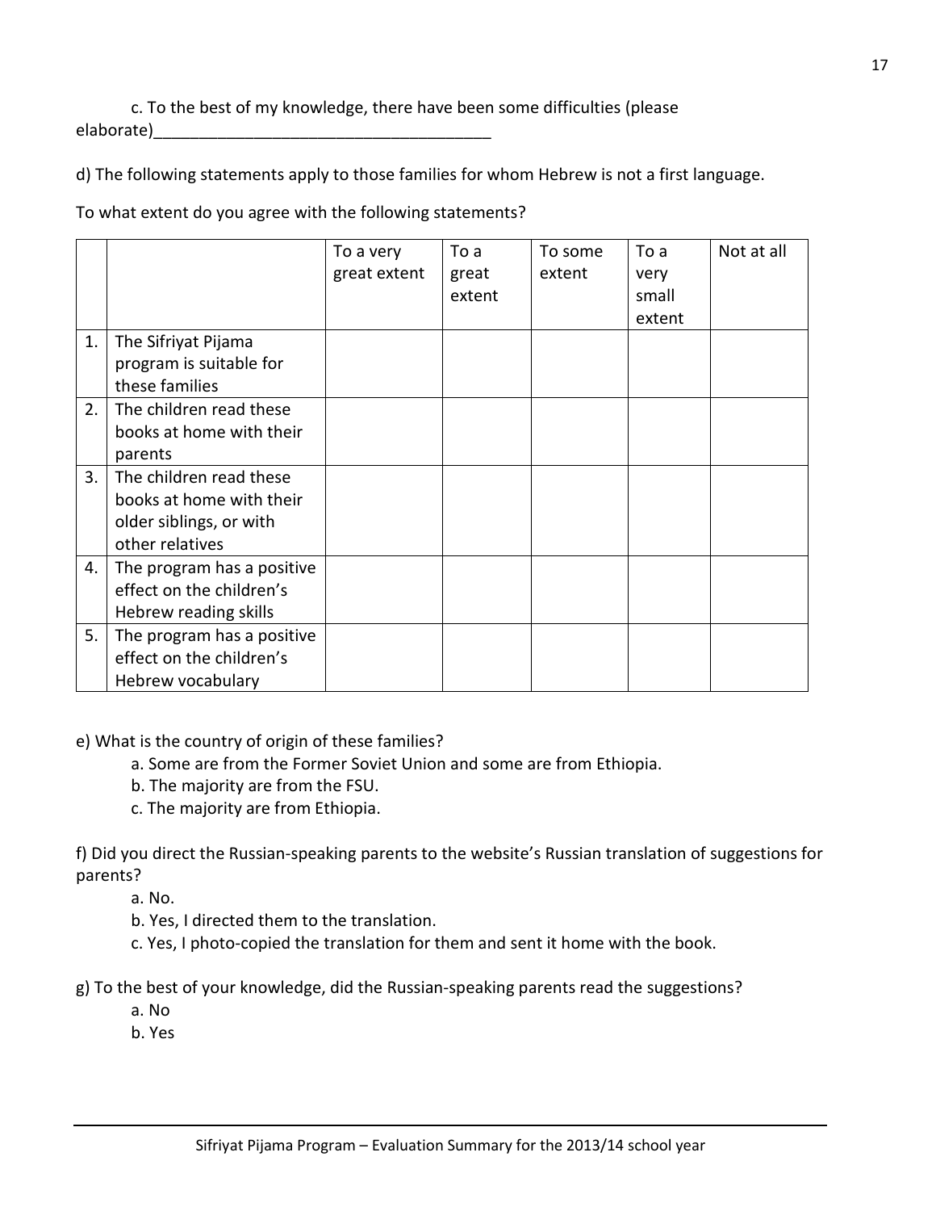c. To the best of my knowledge, there have been some difficulties (please elaborate)_____________________________________

d) The following statements apply to those families for whom Hebrew is not a first language.

To what extent do you agree with the following statements?

| | | To a very great extent | To a great extent | To some extent | To a very small extent | Not at all |
|---|---|---|---|---|---|---|
| 1. | The Sifriyat Pijama program is suitable for these families | | | | | |
| 2. | The children read these books at home with their parents | | | | | |
| 3. | The children read these books at home with their older siblings, or with other relatives | | | | | |
| 4. | The program has a positive effect on the children's Hebrew reading skills | | | | | |
| 5. | The program has a positive effect on the children's Hebrew vocabulary | | | | | |

e) What is the country of origin of these families?

a. Some are from the Former Soviet Union and some are from Ethiopia.
b. The majority are from the FSU.
c. The majority are from Ethiopia.

f) Did you direct the Russian-speaking parents to the website's Russian translation of suggestions for parents?

a. No.
b. Yes, I directed them to the translation.
c. Yes, I photo-copied the translation for them and sent it home with the book.

g) To the best of your knowledge, did the Russian-speaking parents read the suggestions?

a. No
b. Yes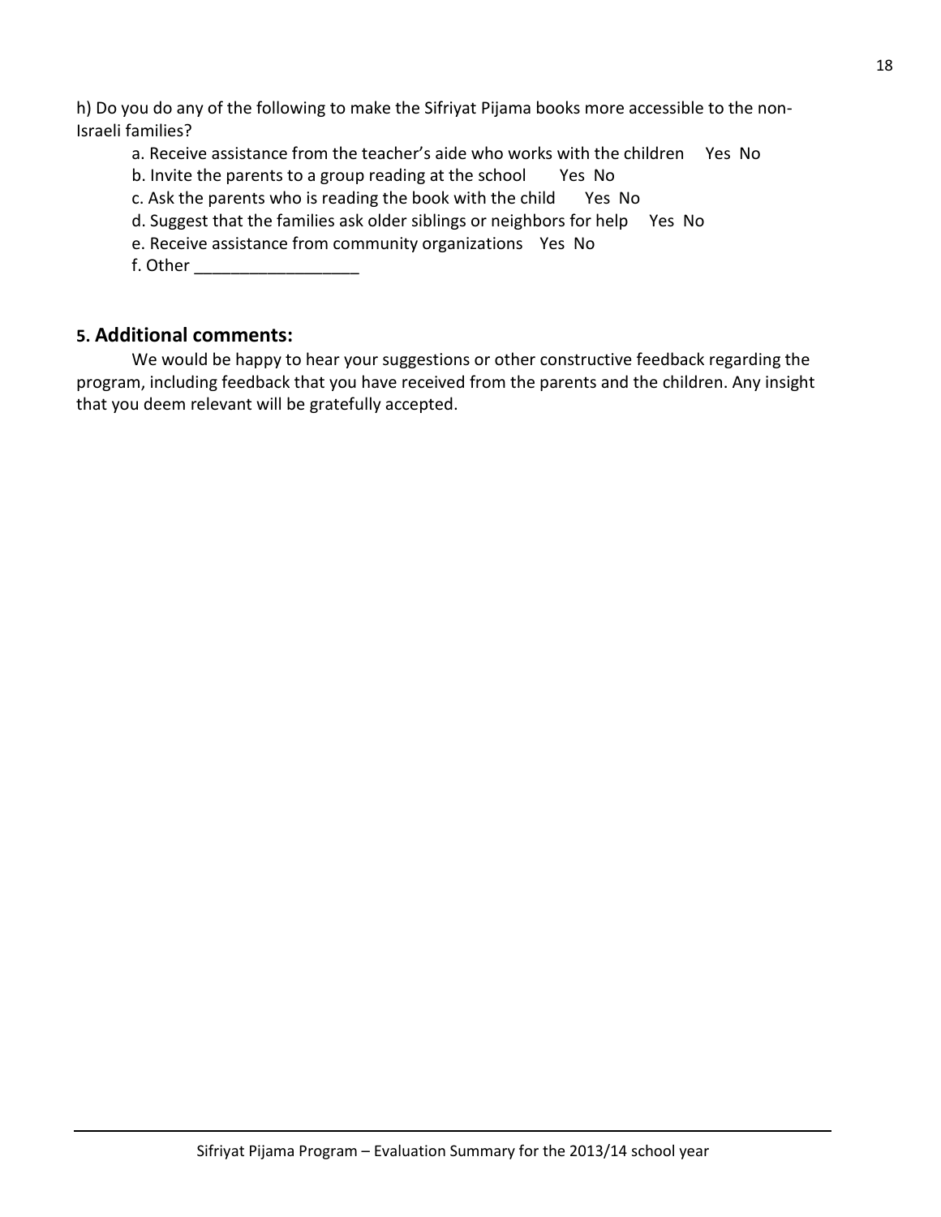h) Do you do any of the following to make the Sifriyat Pijama books more accessible to the non-Israeli families?

a. Receive assistance from the teacher's aide who works with the children Yes No

b. Invite the parents to a group reading at the school Yes No

c. Ask the parents who is reading the book with the child Yes No

d. Suggest that the families ask older siblings or neighbors for help Yes No

e. Receive assistance from community organizations Yes No

f. Other __________________

## 5. Additional comments:

We would be happy to hear your suggestions or other constructive feedback regarding the program, including feedback that you have received from the parents and the children. Any insight that you deem relevant will be gratefully accepted.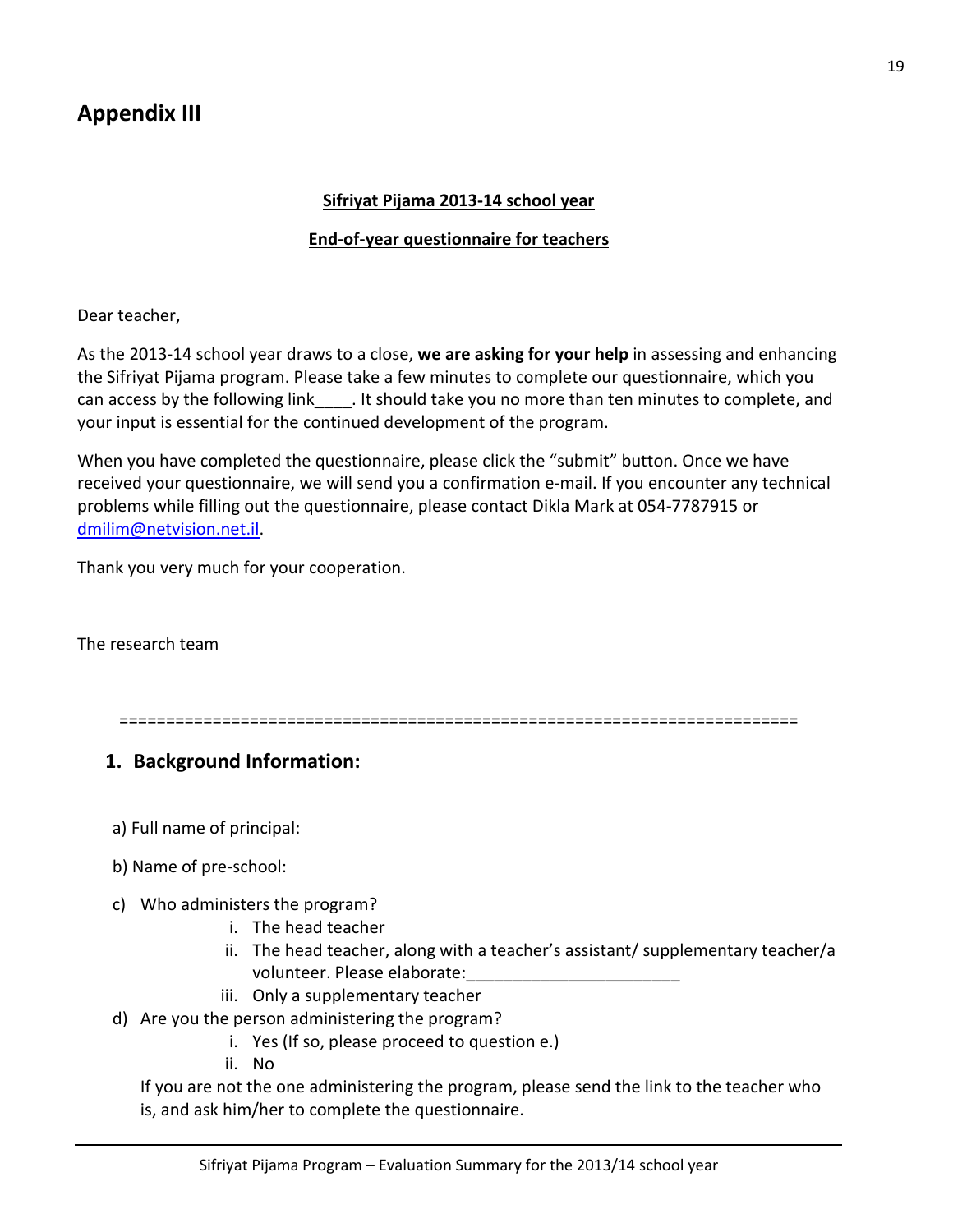# Appendix III

**Sifriyat Pijama 2013-14 school year**

**End-of-year questionnaire for teachers**

Dear teacher,

As the 2013-14 school year draws to a close, **we are asking for your help** in assessing and enhancing the Sifriyat Pijama program. Please take a few minutes to complete our questionnaire, which you can access by the following link____. It should take you no more than ten minutes to complete, and your input is essential for the continued development of the program.

When you have completed the questionnaire, please click the "submit" button. Once we have received your questionnaire, we will send you a confirmation e-mail. If you encounter any technical problems while filling out the questionnaire, please contact Dikla Mark at 054-7787915 or dmilim@netvision.net.il.

Thank you very much for your cooperation.

The research team

========================================================================

## 1. Background Information:

a) Full name of principal:

b) Name of pre-school:

c) Who administers the program?
   i. The head teacher
   ii. The head teacher, along with a teacher's assistant/ supplementary teacher/a volunteer. Please elaborate:_______________________
   iii. Only a supplementary teacher

d) Are you the person administering the program?
   i. Yes (If so, please proceed to question e.)
   ii. No

   If you are not the one administering the program, please send the link to the teacher who is, and ask him/her to complete the questionnaire.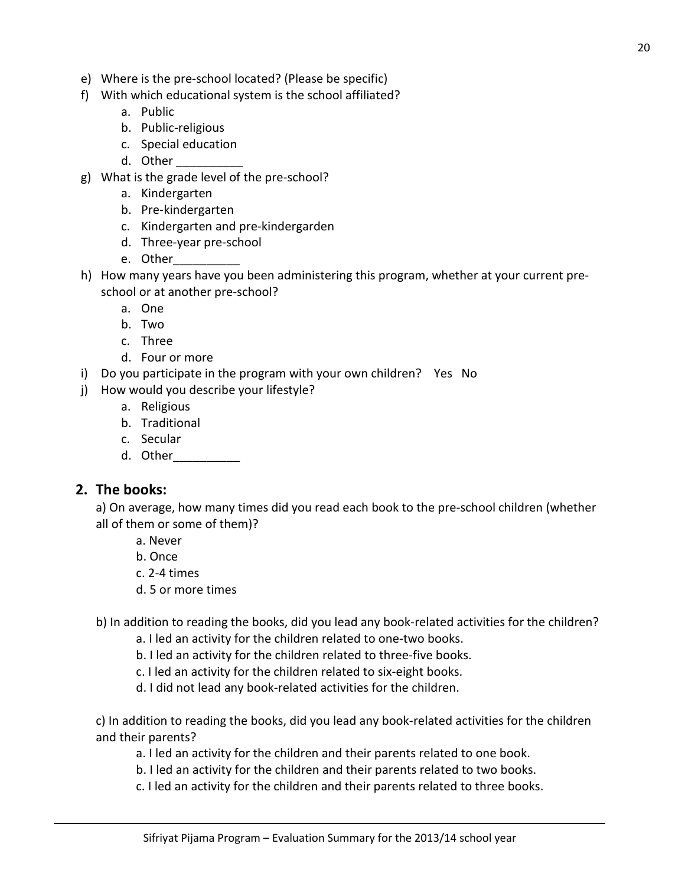e) Where is the pre-school located? (Please be specific)

f) With which educational system is the school affiliated?
   a. Public
   b. Public-religious
   c. Special education
   d. Other __________

g) What is the grade level of the pre-school?
   a. Kindergarten
   b. Pre-kindergarten
   c. Kindergarten and pre-kindergarden
   d. Three-year pre-school
   e. Other__________

h) How many years have you been administering this program, whether at your current pre-school or at another pre-school?
   a. One
   b. Two
   c. Three
   d. Four or more

i) Do you participate in the program with your own children? Yes No

j) How would you describe your lifestyle?
   a. Religious
   b. Traditional
   c. Secular
   d. Other__________

## 2. The books:

a) On average, how many times did you read each book to the pre-school children (whether all of them or some of them)?

   a. Never
   b. Once
   c. 2-4 times
   d. 5 or more times

b) In addition to reading the books, did you lead any book-related activities for the children?

   a. I led an activity for the children related to one-two books.
   b. I led an activity for the children related to three-five books.
   c. I led an activity for the children related to six-eight books.
   d. I did not lead any book-related activities for the children.

c) In addition to reading the books, did you lead any book-related activities for the children and their parents?

   a. I led an activity for the children and their parents related to one book.
   b. I led an activity for the children and their parents related to two books.
   c. I led an activity for the children and their parents related to three books.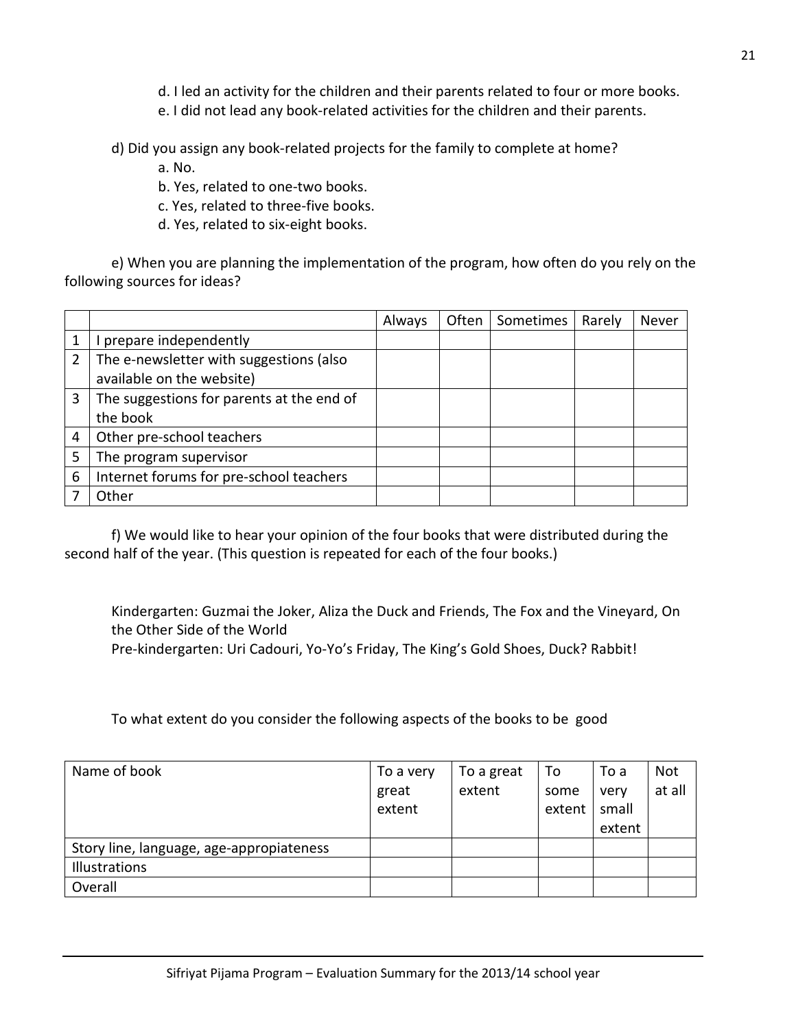d. I led an activity for the children and their parents related to four or more books.
e. I did not lead any book-related activities for the children and their parents.

d) Did you assign any book-related projects for the family to complete at home?
a. No.
b. Yes, related to one-two books.
c. Yes, related to three-five books.
d. Yes, related to six-eight books.

e) When you are planning the implementation of the program, how often do you rely on the following sources for ideas?

| | | Always | Often | Sometimes | Rarely | Never |
|---|---|---|---|---|---|---|
| 1 | I prepare independently | | | | | |
| 2 | The e-newsletter with suggestions (also available on the website) | | | | | |
| 3 | The suggestions for parents at the end of the book | | | | | |
| 4 | Other pre-school teachers | | | | | |
| 5 | The program supervisor | | | | | |
| 6 | Internet forums for pre-school teachers | | | | | |
| 7 | Other | | | | | |

f) We would like to hear your opinion of the four books that were distributed during the second half of the year. (This question is repeated for each of the four books.)

Kindergarten: Guzmai the Joker, Aliza the Duck and Friends, The Fox and the Vineyard, On the Other Side of the World
Pre-kindergarten: Uri Cadouri, Yo-Yo's Friday, The King's Gold Shoes, Duck? Rabbit!

To what extent do you consider the following aspects of the books to be good

| Name of book | To a very great extent | To a great extent | To some extent | To a very small extent | Not at all |
|---|---|---|---|---|---|
| Story line, language, age-appropiateness | | | | | |
| Illustrations | | | | | |
| Overall | | | | | |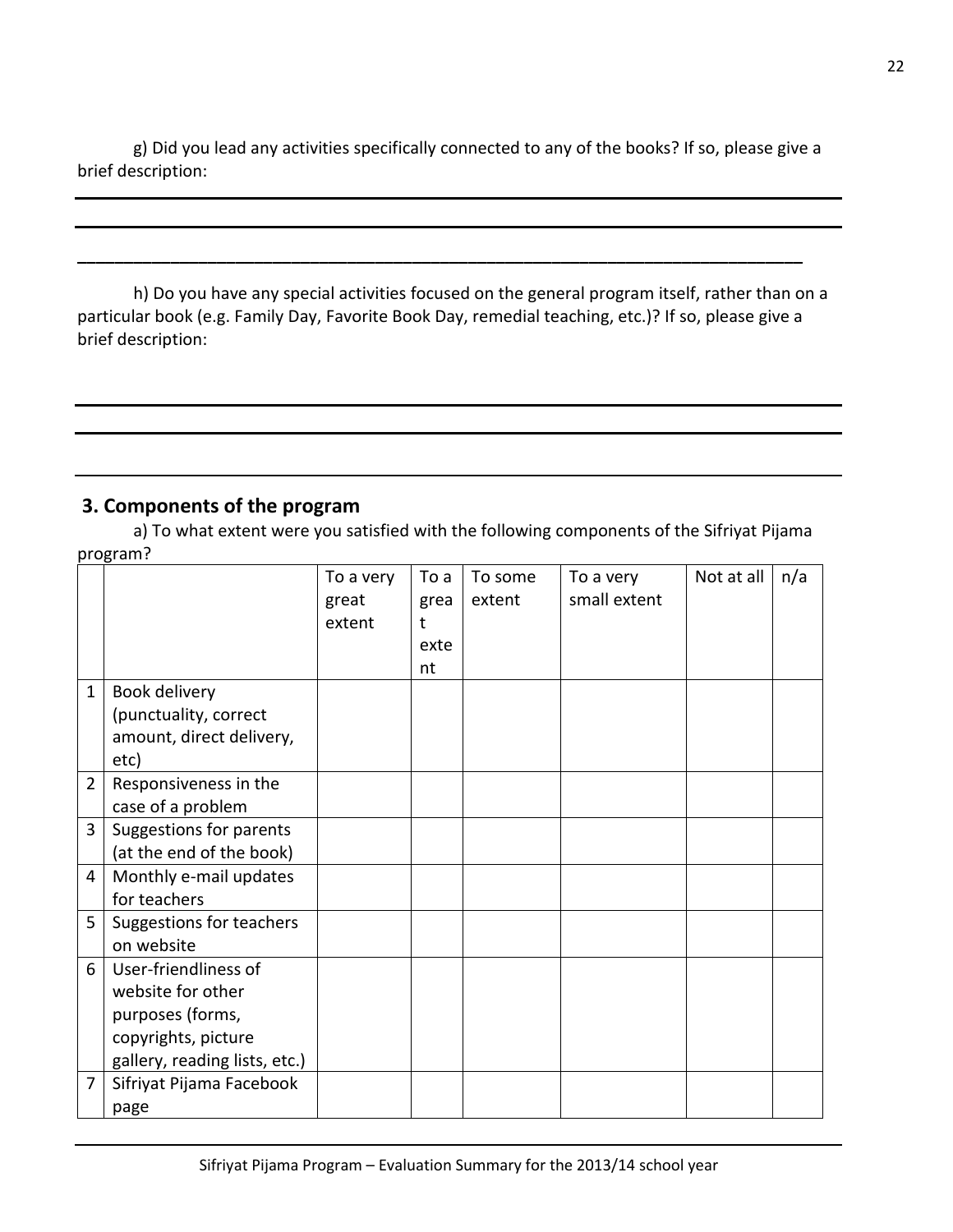g) Did you lead any activities specifically connected to any of the books? If so, please give a brief description:

______________________________________________________________________________

______________________________________________________________________________

______________________________________________________________________________

h) Do you have any special activities focused on the general program itself, rather than on a particular book (e.g. Family Day, Favorite Book Day, remedial teaching, etc.)? If so, please give a brief description:

______________________________________________________________________________

______________________________________________________________________________

______________________________________________________________________________

## 3. Components of the program

a) To what extent were you satisfied with the following components of the Sifriyat Pijama program?

| | | To a very great extent | To a great extent | To some extent | To a very small extent | Not at all | n/a |
|---|---|---|---|---|---|---|---|
| 1 | Book delivery (punctuality, correct amount, direct delivery, etc) | | | | | | |
| 2 | Responsiveness in the case of a problem | | | | | | |
| 3 | Suggestions for parents (at the end of the book) | | | | | | |
| 4 | Monthly e-mail updates for teachers | | | | | | |
| 5 | Suggestions for teachers on website | | | | | | |
| 6 | User-friendliness of website for other purposes (forms, copyrights, picture gallery, reading lists, etc.) | | | | | | |
| 7 | Sifriyat Pijama Facebook page | | | | | | |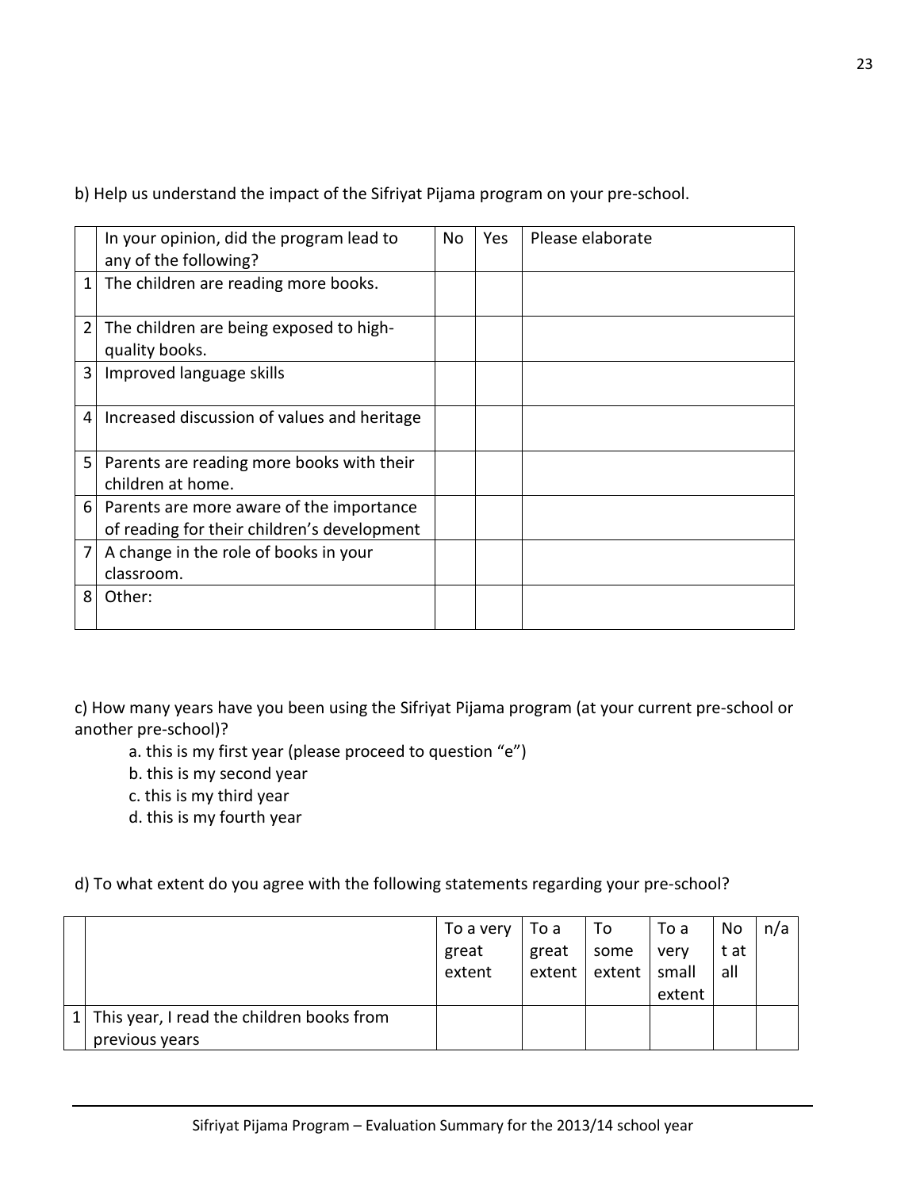b) Help us understand the impact of the Sifriyat Pijama program on your pre-school.

| | In your opinion, did the program lead to any of the following? | No | Yes | Please elaborate |
|---|---|---|---|---|
| 1 | The children are reading more books. | | | |
| 2 | The children are being exposed to high-quality books. | | | |
| 3 | Improved language skills | | | |
| 4 | Increased discussion of values and heritage | | | |
| 5 | Parents are reading more books with their children at home. | | | |
| 6 | Parents are more aware of the importance of reading for their children's development | | | |
| 7 | A change in the role of books in your classroom. | | | |
| 8 | Other: | | | |

c) How many years have you been using the Sifriyat Pijama program (at your current pre-school or another pre-school)?

a. this is my first year (please proceed to question "e")
b. this is my second year
c. this is my third year
d. this is my fourth year

d) To what extent do you agree with the following statements regarding your pre-school?

| | | To a very great extent | To a great extent | To some extent | To a very small extent | Not at all | n/a |
|---|---|---|---|---|---|---|---|
| 1 | This year, I read the children books from previous years | | | | | | |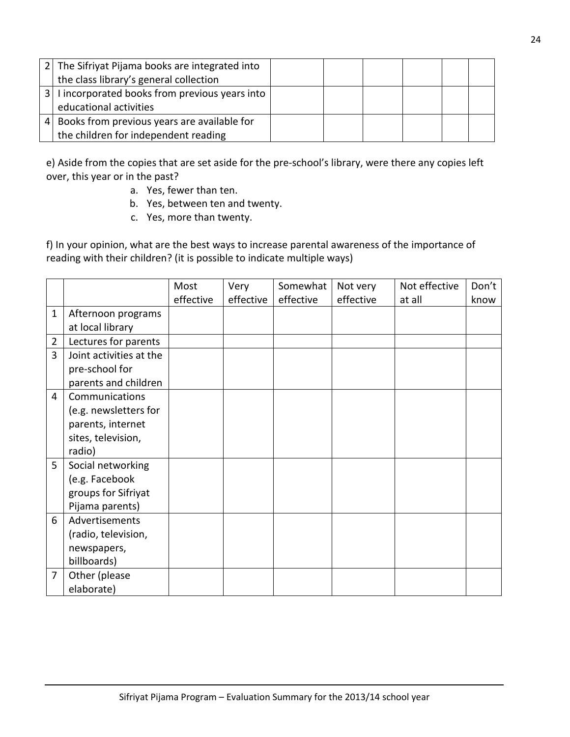| | | | | | | | |
|---|---|---|---|---|---|---|---|
| 2 | The Sifriyat Pijama books are integrated into the class library's general collection | | | | | | |
| 3 | I incorporated books from previous years into educational activities | | | | | | |
| 4 | Books from previous years are available for the children for independent reading | | | | | | |

e) Aside from the copies that are set aside for the pre-school's library, were there any copies left over, this year or in the past?

a. Yes, fewer than ten.
b. Yes, between ten and twenty.
c. Yes, more than twenty.

f) In your opinion, what are the best ways to increase parental awareness of the importance of reading with their children? (it is possible to indicate multiple ways)

| | | Most effective | Very effective | Somewhat effective | Not very effective | Not effective at all | Don't know |
|---|---|---|---|---|---|---|---|
| 1 | Afternoon programs at local library | | | | | | |
| 2 | Lectures for parents | | | | | | |
| 3 | Joint activities at the pre-school for parents and children | | | | | | |
| 4 | Communications (e.g. newsletters for parents, internet sites, television, radio) | | | | | | |
| 5 | Social networking (e.g. Facebook groups for Sifriyat Pijama parents) | | | | | | |
| 6 | Advertisements (radio, television, newspapers, billboards) | | | | | | |
| 7 | Other (please elaborate) | | | | | | |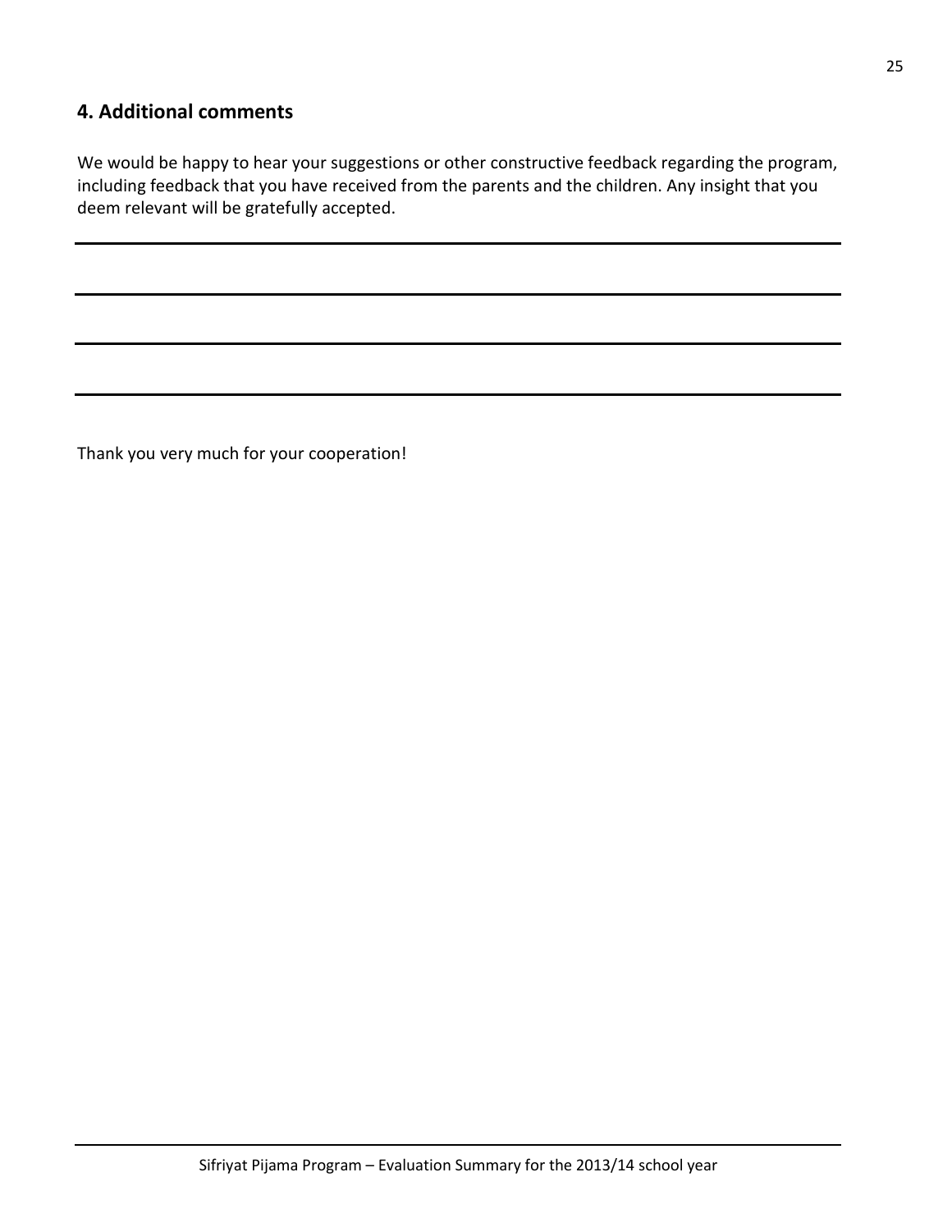## 4. Additional comments

We would be happy to hear your suggestions or other constructive feedback regarding the program, including feedback that you have received from the parents and the children. Any insight that you deem relevant will be gratefully accepted.

Thank you very much for your cooperation!